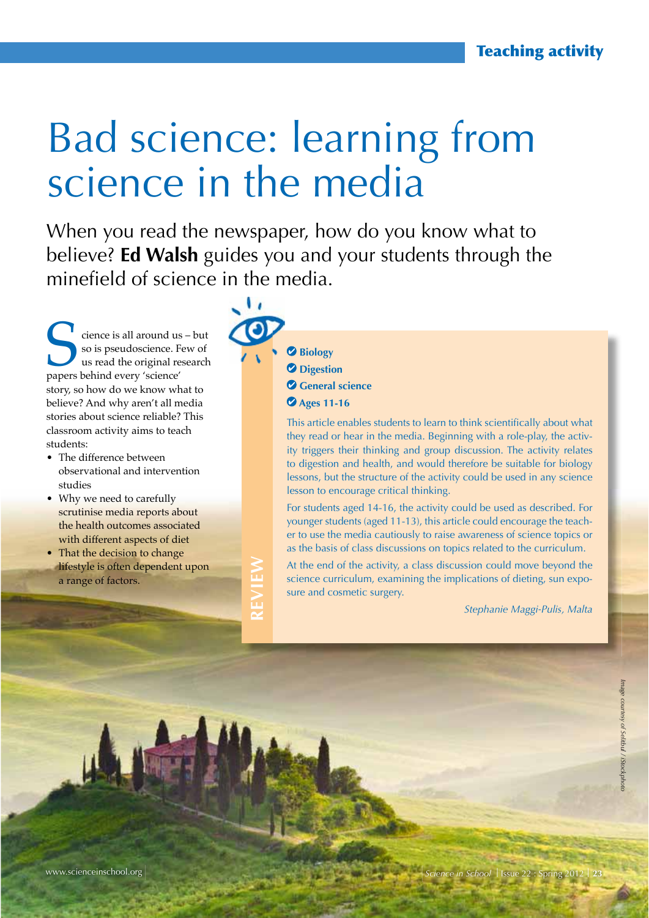# Bad science: learning from science in the media

When you read the newspaper, how do you know what to believe? **Ed Walsh** guides you and your students through the minefield of science in the media.

Science is all around us – but so is pseudoscience. Few of us read the original research papers behind every 'science' story, so how do we know what to believe? And why aren't all media stories about science reliable? This classroom activity aims to teach students:

- The difference between observational and intervention studies
- Why we need to carefully scrutinise media reports about the health outcomes associated with different aspects of diet
- That the decision to change lifestyle is often dependent upon a range of factors.

**REVIEW**

- **Biology**
- **Digestion**
- **General science**
- **Ages 11-16**

This article enables students to learn to think scientifically about what they read or hear in the media. Beginning with a role-play, the activity triggers their thinking and group discussion. The activity relates to digestion and health, and would therefore be suitable for biology lessons, but the structure of the activity could be used in any science lesson to encourage critical thinking.

For students aged 14-16, the activity could be used as described. For younger students (aged 11-13), this article could encourage the teacher to use the media cautiously to raise awareness of science topics or as the basis of class discussions on topics related to the curriculum.

At the end of the activity, a class discussion could move beyond the science curriculum, examining the implications of dieting, sun exposure and cosmetic surgery.

*Stephanie Maggi-Pulis, Malta*

*Image courtesy of Sellibul / iStockphoto*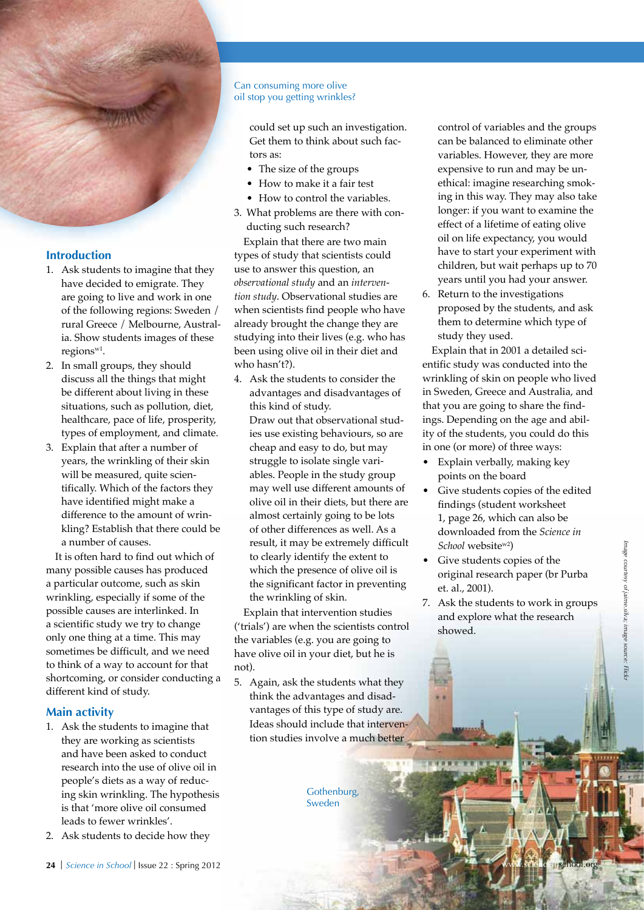## Introduction

1. Ask students to imagine that they have decided to emigrate. They are going to live and work in one of the following regions: Sweden / rural Greece / Melbourne, Australia. Show students images of these regions[w1].
2. In small groups, they should discuss all the things that might be different about living in these situations, such as pollution, diet, healthcare, pace of life, prosperity, types of employment, and climate.
3. Explain that after a number of years, the wrinkling of their skin will be measured, quite scientifically. Which of the factors they have identified might make a difference to the amount of wrinkling? Establish that there could be a number of causes.

It is often hard to find out which of many possible causes has produced a particular outcome, such as skin wrinkling, especially if some of the possible causes are interlinked. In a scientific study we try to change only one thing at a time. This may sometimes be difficult, and we need to think of a way to account for that shortcoming, or consider conducting a different kind of study.

## Main activity

1. Ask the students to imagine that they are working as scientists and have been asked to conduct research into the use of olive oil in people's diets as a way of reducing skin wrinkling. The hypothesis is that 'more olive oil consumed leads to fewer wrinkles'.
2. Ask students to decide how they could set up such an investigation. Get them to think about such factors as:
   - The size of the groups
   - How to make it a fair test
   - How to control the variables.
3. What problems are there with conducting such research?

Explain that there are two main types of study that scientists could use to answer this question, an *observational study* and an *intervention study*. Observational studies are when scientists find people who have already brought the change they are studying into their lives (e.g. who has been using olive oil in their diet and who hasn't?).

4. Ask the students to consider the advantages and disadvantages of this kind of study.
   Draw out that observational studies use existing behaviours, so are cheap and easy to do, but may struggle to isolate single variables. People in the study group may well use different amounts of olive oil in their diets, but there are almost certainly going to be lots of other differences as well. As a result, it may be extremely difficult to clearly identify the extent to which the presence of olive oil is the significant factor in preventing the wrinkling of skin.

Explain that intervention studies ('trials') are when the scientists control the variables (e.g. you are going to have olive oil in your diet, but he is not).

5. Again, ask the students what they think the advantages and disadvantages of this type of study are. Ideas should include that intervention studies involve a much better control of variables and the groups can be balanced to eliminate other variables. However, they are more expensive to run and may be unethical: imagine researching smoking in this way. They may also take longer: if you want to examine the effect of a lifetime of eating olive oil on life expectancy, you would have to start your experiment with children, but wait perhaps up to 70 years until you had your answer.
6. Return to the investigations proposed by the students, and ask them to determine which type of study they used.

Explain that in 2001 a detailed scientific study was conducted into the wrinkling of skin on people who lived in Sweden, Greece and Australia, and that you are going to share the findings. Depending on the age and ability of the students, you could do this in one (or more) of three ways:

- Explain verbally, making key points on the board
- Give students copies of the edited findings (student worksheet 1, page 26, which can also be downloaded from the *Science in School* website[w2])
- Give students copies of the original research paper (br Purba et. al., 2001).

7. Ask the students to work in groups and explore what the research showed.

Can consuming more olive oil stop you getting wrinkles?

Gothenburg, Sweden

Image courtesy of jaime.silva; image source: Flickr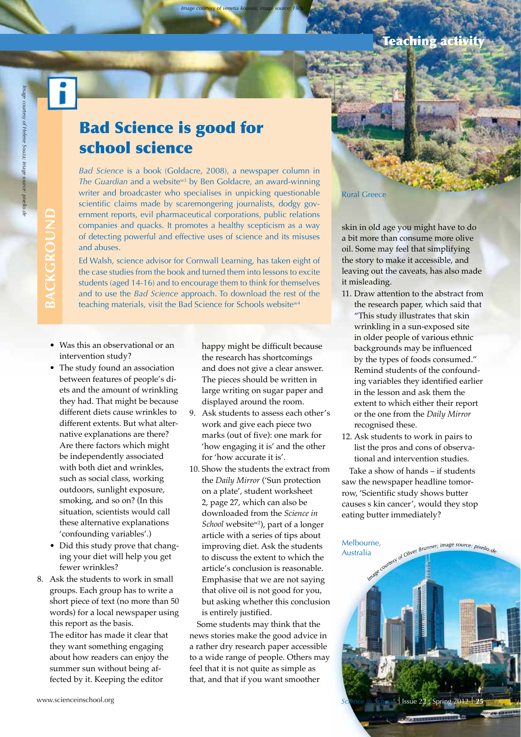## BACKGROUND

# Bad Science is good for school science

*Bad Science* is a book (Goldacre, 2008), a newspaper column in *The Guardian* and a website[w3] by Ben Goldacre, an award-winning writer and broadcaster who specialises in unpicking questionable scientific claims made by scaremongering journalists, dodgy government reports, evil pharmaceutical corporations, public relations companies and quacks. It promotes a healthy scepticism as a way of detecting powerful and effective uses of science and its misuses and abuses.

Ed Walsh, science advisor for Cornwall Learning, has taken eight of the case studies from the book and turned them into lessons to excite students (aged 14-16) and to encourage them to think for themselves and to use the *Bad Science* approach. To download the rest of the teaching materials, visit the Bad Science for Schools website[w4]

- Was this an observational or an intervention study?
- The study found an association between features of people's diets and the amount of wrinkling they had. That might be because different diets cause wrinkles to different extents. But what alternative explanations are there? Are there factors which might be independently associated with both diet and wrinkles, such as social class, working outdoors, sunlight exposure, smoking, and so on? (In this situation, scientists would call these alternative explanations 'confounding variables'.)
- Did this study prove that changing your diet will help you get fewer wrinkles?

8. Ask the students to work in small groups. Each group has to write a short piece of text (no more than 50 words) for a local newspaper using this report as the basis.

   The editor has made it clear that they want something engaging about how readers can enjoy the summer sun without being affected by it. Keeping the editor happy might be difficult because the research has shortcomings and does not give a clear answer. The pieces should be written in large writing on sugar paper and displayed around the room.
9. Ask students to assess each other's work and give each piece two marks (out of five): one mark for 'how engaging it is' and the other for 'how accurate it is'.
10. Show the students the extract from the *Daily Mirror* ('Sun protection on a plate', student worksheet 2, page 27, which can also be downloaded from the *Science in School* website[w2]), part of a longer article with a series of tips about improving diet. Ask the students to discuss the extent to which the article's conclusion is reasonable. Emphasise that we are not saying that olive oil is not good for you, but asking whether this conclusion is entirely justified.

Some students may think that the news stories make the good advice in a rather dry research paper accessible to a wide range of people. Others may feel that it is not quite as simple as that, and that if you want smoother skin in old age you might have to do a bit more than consume more olive oil. Some may feel that simplifying the story to make it accessible, and leaving out the caveats, has also made it misleading.

11. Draw attention to the abstract from the research paper, which said that "This study illustrates that skin wrinkling in a sun-exposed site in older people of various ethnic backgrounds may be influenced by the types of foods consumed." Remind students of the confounding variables they identified earlier in the lesson and ask them the extent to which either their report or the one from the *Daily Mirror* recognised these.
12. Ask students to work in pairs to list the pros and cons of observational and intervention studies.

Take a show of hands – if students saw the newspaper headline tomorrow, 'Scientific study shows butter causes s kin cancer', would they stop eating butter immediately?

Rural Greece

Image courtesy of venetia koussia; image source: Flickr

Image courtesy of Helene Souza; image source: pixelio.de

Melbourne, Australia

Image courtesy of Oliver Brunner; image source: pixelio.de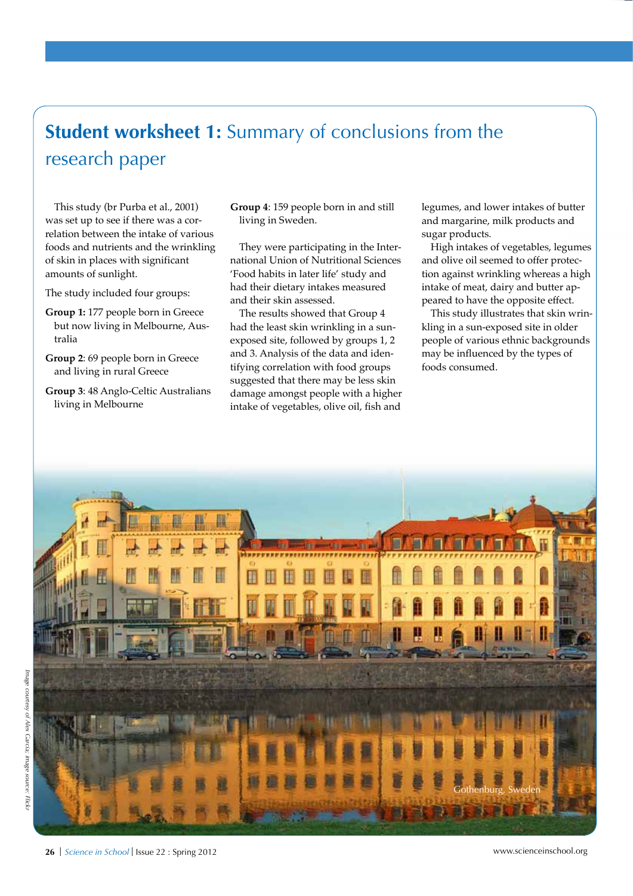# Student worksheet 1: Summary of conclusions from the research paper

This study (br Purba et al., 2001) was set up to see if there was a correlation between the intake of various foods and nutrients and the wrinkling of skin in places with significant amounts of sunlight.

The study included four groups:

**Group 1:** 177 people born in Greece but now living in Melbourne, Australia

**Group 2**: 69 people born in Greece and living in rural Greece

**Group 3**: 48 Anglo-Celtic Australians living in Melbourne

**Group 4**: 159 people born in and still living in Sweden.

They were participating in the International Union of Nutritional Sciences 'Food habits in later life' study and had their dietary intakes measured and their skin assessed.

The results showed that Group 4 had the least skin wrinkling in a sun-exposed site, followed by groups 1, 2 and 3. Analysis of the data and identifying correlation with food groups suggested that there may be less skin damage amongst people with a higher intake of vegetables, olive oil, fish and legumes, and lower intakes of butter and margarine, milk products and sugar products.

High intakes of vegetables, legumes and olive oil seemed to offer protection against wrinkling whereas a high intake of meat, dairy and butter appeared to have the opposite effect.

This study illustrates that skin wrinkling in a sun-exposed site in older people of various ethnic backgrounds may be influenced by the types of foods consumed.

Gothenburg, Sweden

*Image courtesy of Alex Garcia; image source: Flickr*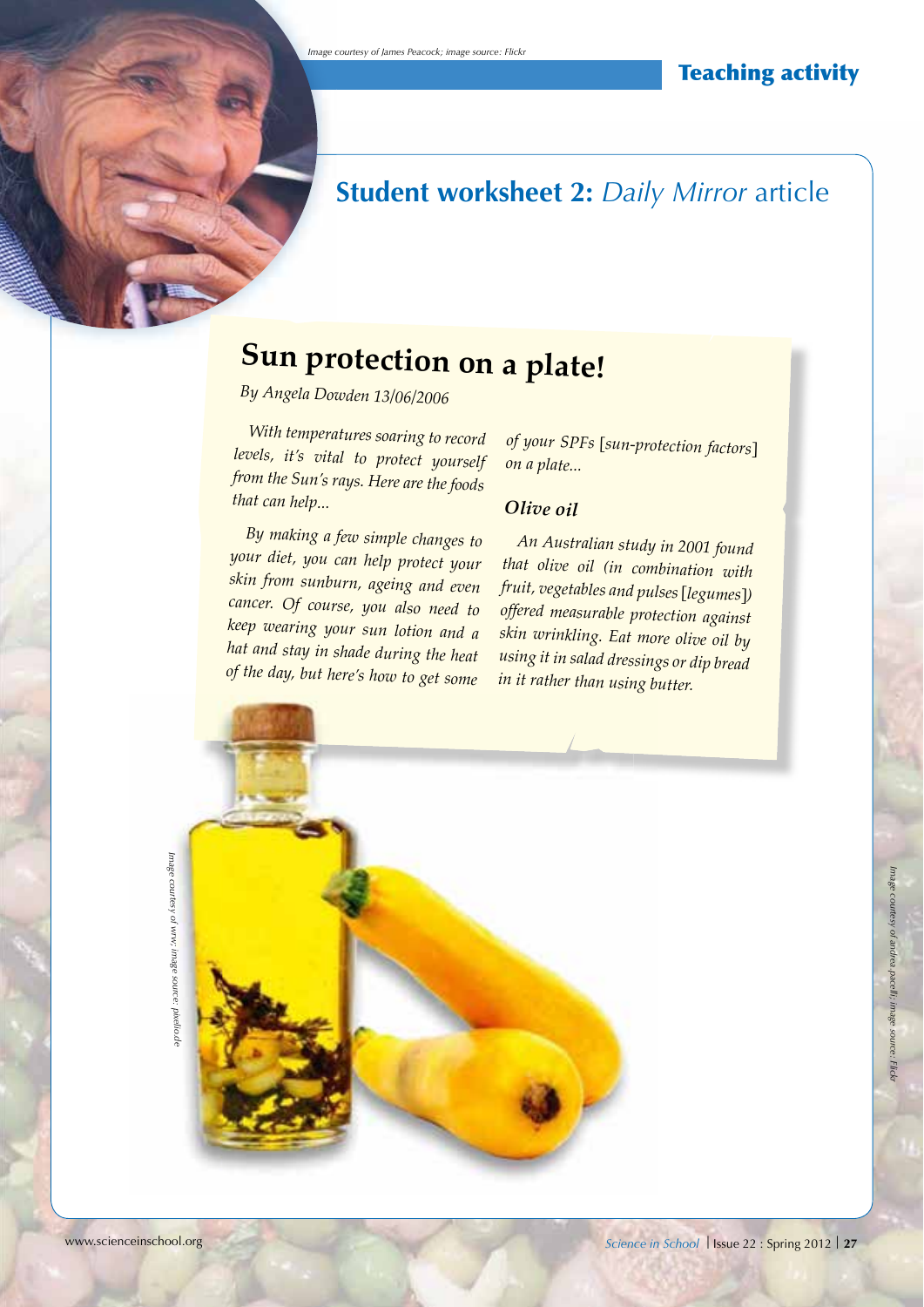# Student worksheet 2: *Daily Mirror* article

## Sun protection on a plate!

*By Angela Dowden 13/06/2006*

*With temperatures soaring to record levels, it's vital to protect yourself from the Sun's rays. Here are the foods that can help...*

*By making a few simple changes to your diet, you can help protect your skin from sunburn, ageing and even cancer. Of course, you also need to keep wearing your sun lotion and a hat and stay in shade during the heat of the day, but here's how to get some of your SPFs [sun-protection factors] on a plate...*

### *Olive oil*

*An Australian study in 2001 found that olive oil (in combination with fruit, vegetables and pulses [legumes]) offered measurable protection against skin wrinkling. Eat more olive oil by using it in salad dressings or dip bread in it rather than using butter.*

*Image courtesy of James Peacock; image source: Flickr*

*Image courtesy of wrw; image source: pixelio.de*

*Image courtesy of andrea pacelli; image source: Flickr*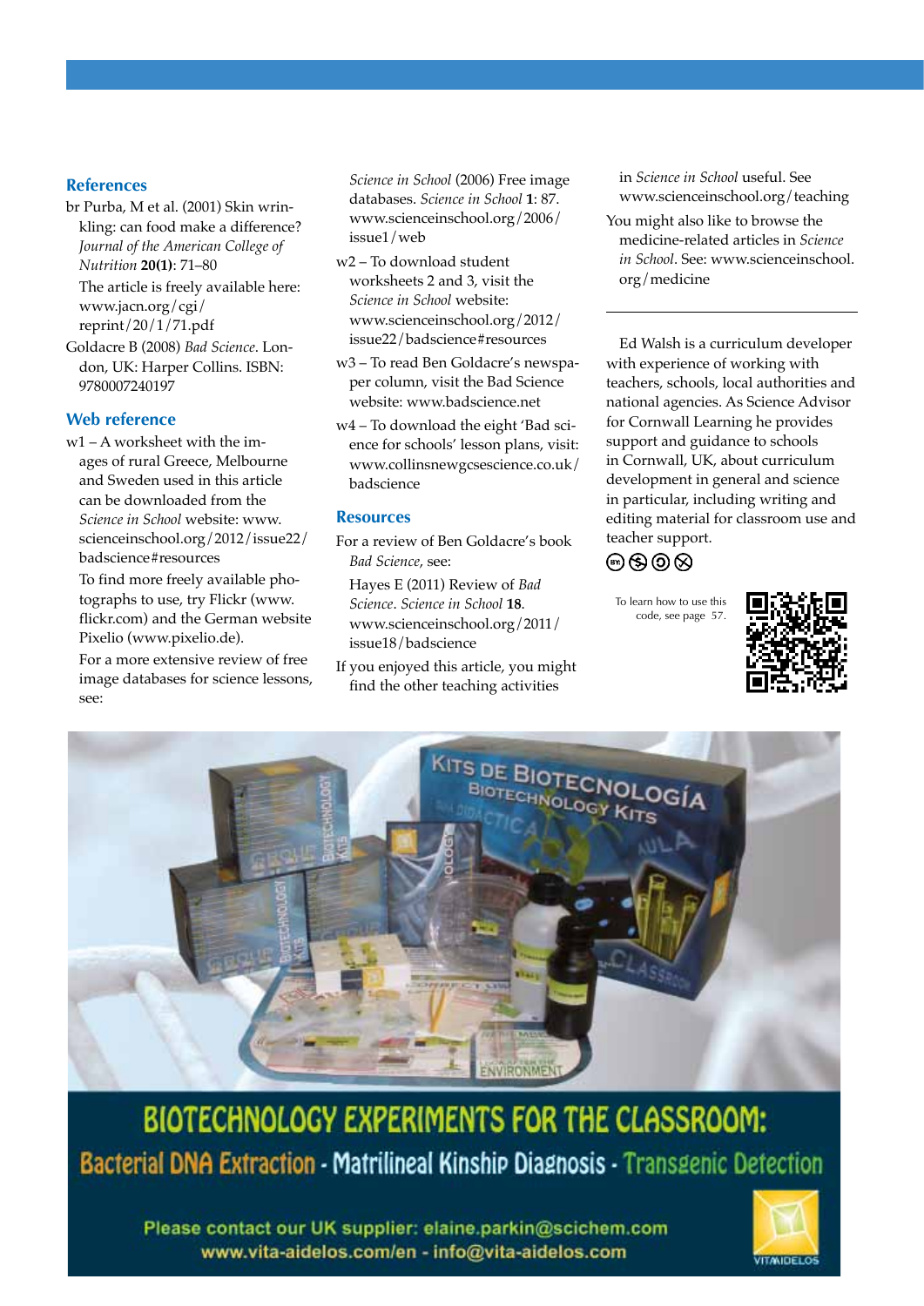## References

br Purba, M et al. (2001) Skin wrinkling: can food make a difference? *Journal of the American College of Nutrition* **20(1)**: 71–80

The article is freely available here: www.jacn.org/cgi/reprint/20/1/71.pdf

Goldacre B (2008) *Bad Science*. London, UK: Harper Collins. ISBN: 9780007240197

## Web reference

w1 – A worksheet with the images of rural Greece, Melbourne and Sweden used in this article can be downloaded from the *Science in School* website: www.scienceinschool.org/2012/issue22/badscience#resources

To find more freely available photographs to use, try Flickr (www.flickr.com) and the German website Pixelio (www.pixelio.de).

For a more extensive review of free image databases for science lessons, see:

*Science in School* (2006) Free image databases. *Science in School* **1**: 87. www.scienceinschool.org/2006/issue1/web

w2 – To download student worksheets 2 and 3, visit the *Science in School* website: www.scienceinschool.org/2012/issue22/badscience#resources

w3 – To read Ben Goldacre's newspaper column, visit the Bad Science website: www.badscience.net

w4 – To download the eight 'Bad science for schools' lesson plans, visit: www.collinsnewgcsescience.co.uk/badscience

## Resources

For a review of Ben Goldacre's book *Bad Science*, see:

Hayes E (2011) Review of *Bad Science*. *Science in School* **18**. www.scienceinschool.org/2011/issue18/badscience

If you enjoyed this article, you might find the other teaching activities in *Science in School* useful. See www.scienceinschool.org/teaching

You might also like to browse the medicine-related articles in *Science in School*. See: www.scienceinschool.org/medicine

---

Ed Walsh is a curriculum developer with experience of working with teachers, schools, local authorities and national agencies. As Science Advisor for Cornwall Learning he provides support and guidance to schools in Cornwall, UK, about curriculum development in general and science in particular, including writing and editing material for classroom use and teacher support.

To learn how to use this code, see page 57.

BIOTECHNOLOGY EXPERIMENTS FOR THE CLASSROOM:

Bacterial DNA Extraction - Matrilineal Kinship Diagnosis - Transgenic Detection

Please contact our UK supplier: elaine.parkin@scichem.com
www.vita-aidelos.com/en - info@vita-aidelos.com